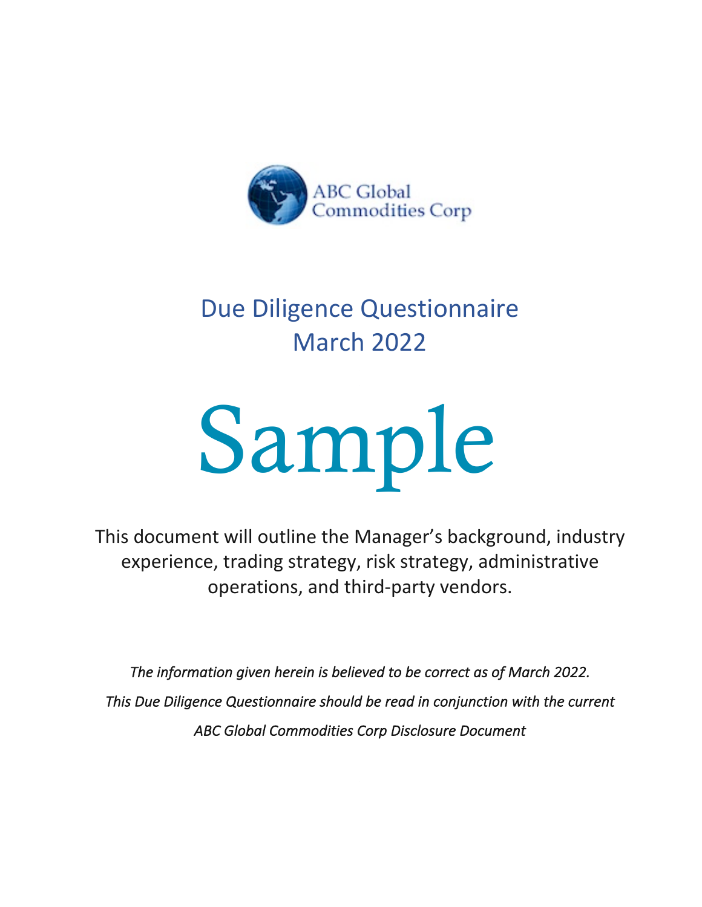ABC Global Commodities Corp

# Due Diligence Questionnaire
# March 2022

# Sample

This document will outline the Manager's background, industry experience, trading strategy, risk strategy, administrative operations, and third-party vendors.

*The information given herein is believed to be correct as of March 2022.*

*This Due Diligence Questionnaire should be read in conjunction with the current ABC Global Commodities Corp Disclosure Document*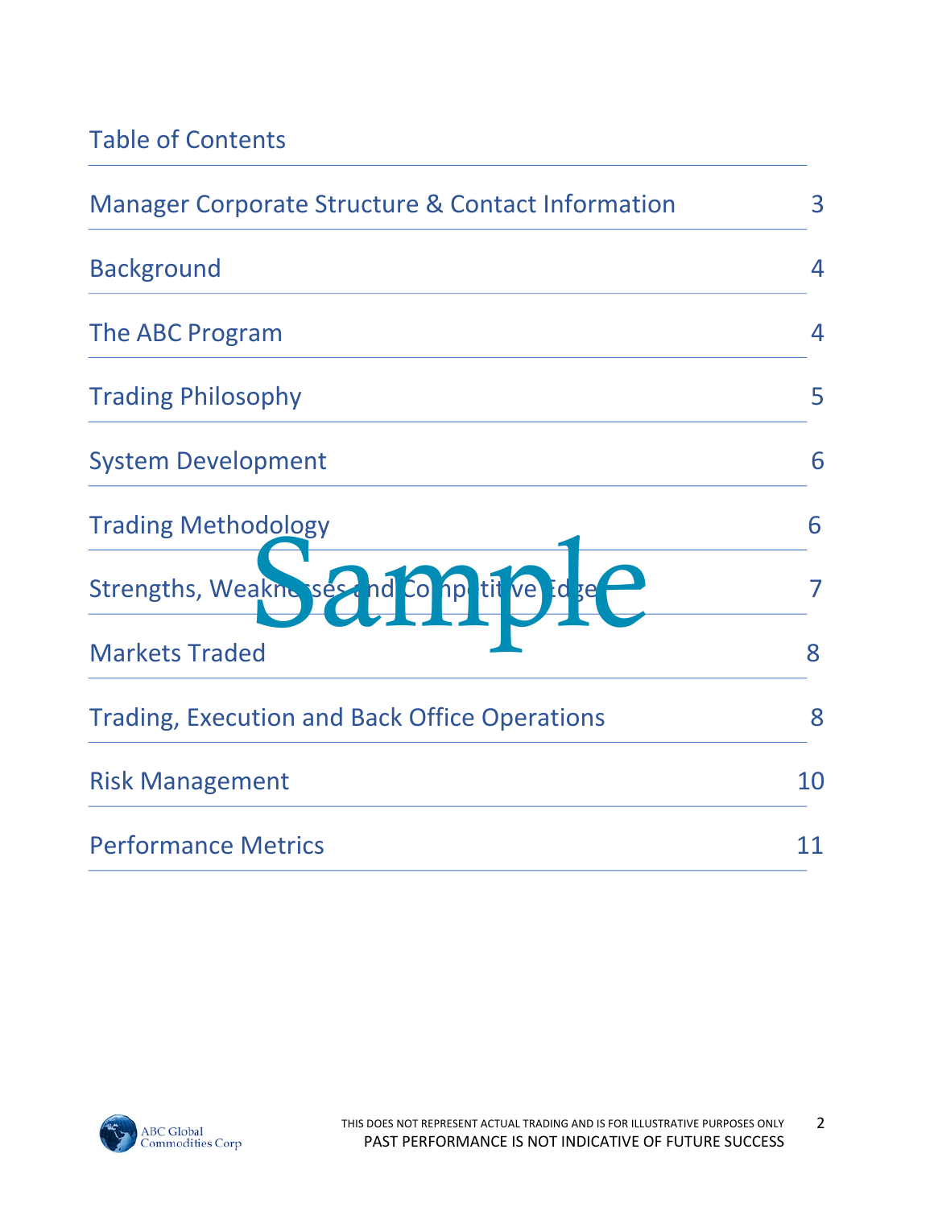# Table of Contents

| Section | Page |
|---|---|
| Manager Corporate Structure & Contact Information | 3 |
| Background | 4 |
| The ABC Program | 4 |
| Trading Philosophy | 5 |
| System Development | 6 |
| Trading Methodology | 6 |
| Strengths, Weaknesses and Competitive Edge | 7 |
| Markets Traded | 8 |
| Trading, Execution and Back Office Operations | 8 |
| Risk Management | 10 |
| Performance Metrics | 11 |

Sample

THIS DOES NOT REPRESENT ACTUAL TRADING AND IS FOR ILLUSTRATIVE PURPOSES ONLY
PAST PERFORMANCE IS NOT INDICATIVE OF FUTURE SUCCESS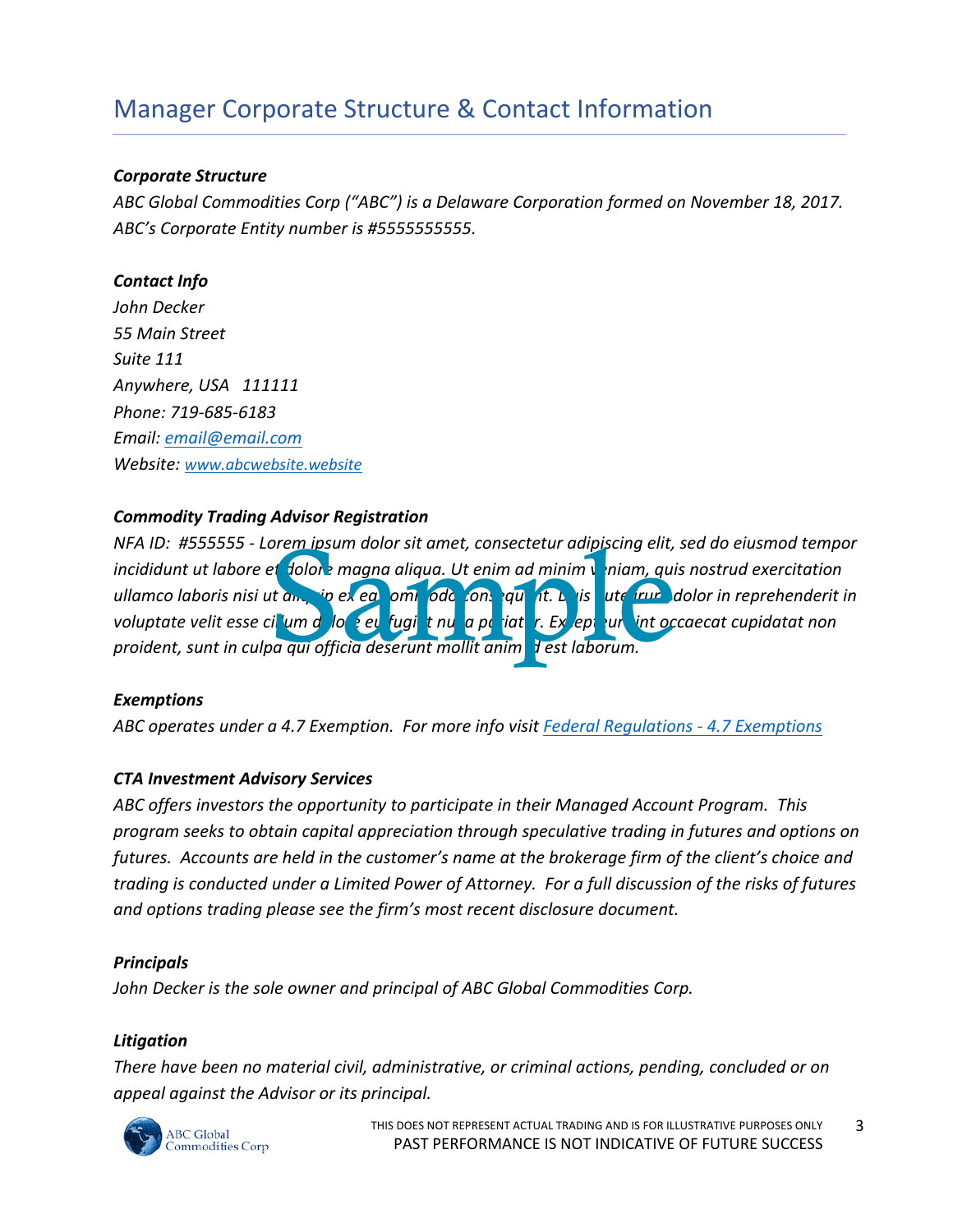# Manager Corporate Structure & Contact Information

***Corporate Structure***

*ABC Global Commodities Corp ("ABC") is a Delaware Corporation formed on November 18, 2017. ABC's Corporate Entity number is #5555555555.*

***Contact Info***

*John Decker*
*55 Main Street*
*Suite 111*
*Anywhere, USA 111111*
*Phone: 719-685-6183*
*Email: email@email.com*
*Website: www.abcwebsite.website*

***Commodity Trading Advisor Registration***

*NFA ID: #555555 - Lorem ipsum dolor sit amet, consectetur adipiscing elit, sed do eiusmod tempor incididunt ut labore et dolore magna aliqua. Ut enim ad minim veniam, quis nostrud exercitation ullamco laboris nisi ut aliquip ex ea commodo consequat. Duis aute irure dolor in reprehenderit in voluptate velit esse cillum dolore eu fugiat nulla pariatur. Excepteur sint occaecat cupidatat non proident, sunt in culpa qui officia deserunt mollit anim id est laborum.*

***Exemptions***

*ABC operates under a 4.7 Exemption. For more info visit Federal Regulations - 4.7 Exemptions*

***CTA Investment Advisory Services***

*ABC offers investors the opportunity to participate in their Managed Account Program. This program seeks to obtain capital appreciation through speculative trading in futures and options on futures. Accounts are held in the customer's name at the brokerage firm of the client's choice and trading is conducted under a Limited Power of Attorney. For a full discussion of the risks of futures and options trading please see the firm's most recent disclosure document.*

***Principals***

*John Decker is the sole owner and principal of ABC Global Commodities Corp.*

***Litigation***

*There have been no material civil, administrative, or criminal actions, pending, concluded or on appeal against the Advisor or its principal.*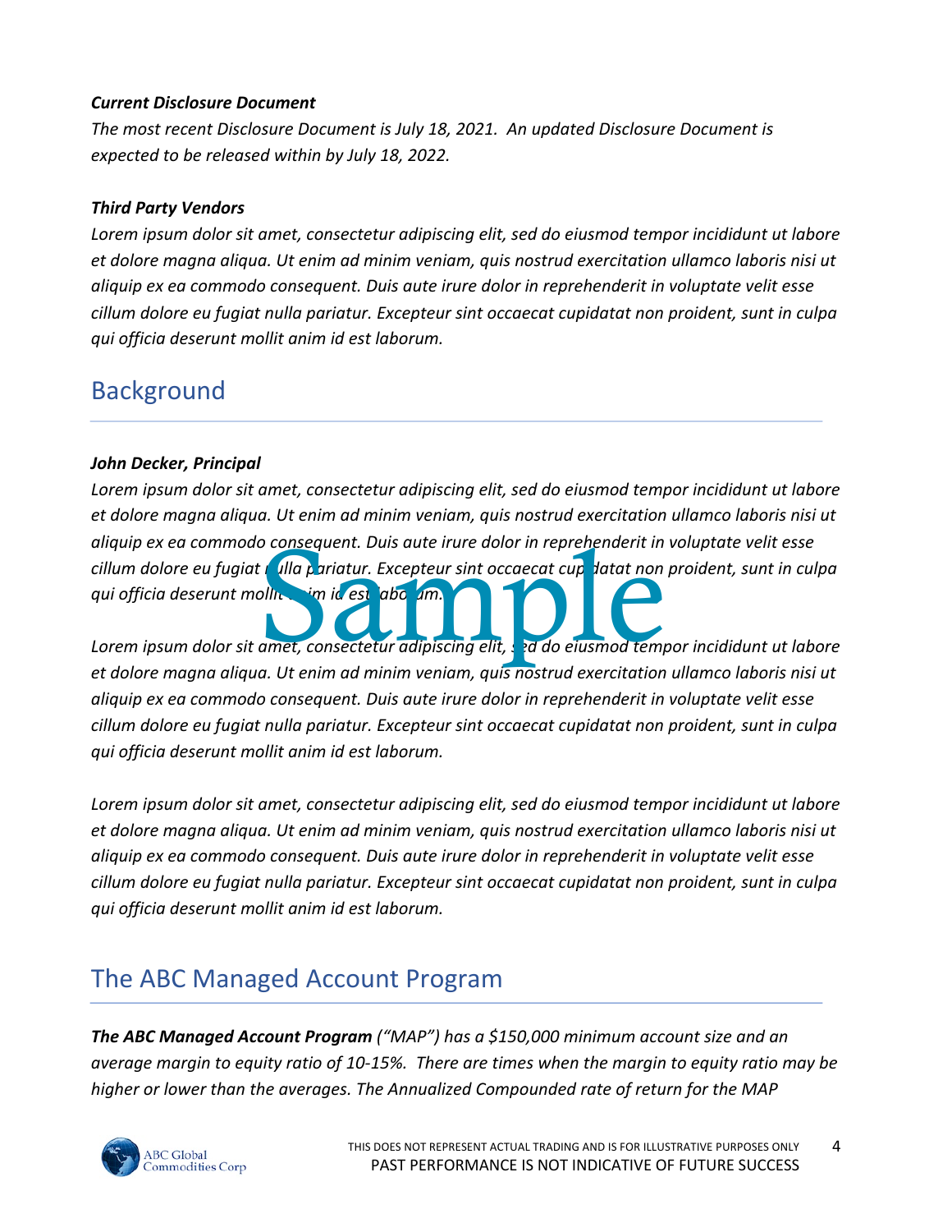***Current Disclosure Document***

*The most recent Disclosure Document is July 18, 2021. An updated Disclosure Document is expected to be released within by July 18, 2022.*

***Third Party Vendors***

*Lorem ipsum dolor sit amet, consectetur adipiscing elit, sed do eiusmod tempor incididunt ut labore et dolore magna aliqua. Ut enim ad minim veniam, quis nostrud exercitation ullamco laboris nisi ut aliquip ex ea commodo consequent. Duis aute irure dolor in reprehenderit in voluptate velit esse cillum dolore eu fugiat nulla pariatur. Excepteur sint occaecat cupidatat non proident, sunt in culpa qui officia deserunt mollit anim id est laborum.*

## Background

***John Decker, Principal***

*Lorem ipsum dolor sit amet, consectetur adipiscing elit, sed do eiusmod tempor incididunt ut labore et dolore magna aliqua. Ut enim ad minim veniam, quis nostrud exercitation ullamco laboris nisi ut aliquip ex ea commodo consequent. Duis aute irure dolor in reprehenderit in voluptate velit esse cillum dolore eu fugiat nulla pariatur. Excepteur sint occaecat cupidatat non proident, sunt in culpa qui officia deserunt mollit anim id est laborum.*

*Lorem ipsum dolor sit amet, consectetur adipiscing elit, sed do eiusmod tempor incididunt ut labore et dolore magna aliqua. Ut enim ad minim veniam, quis nostrud exercitation ullamco laboris nisi ut aliquip ex ea commodo consequent. Duis aute irure dolor in reprehenderit in voluptate velit esse cillum dolore eu fugiat nulla pariatur. Excepteur sint occaecat cupidatat non proident, sunt in culpa qui officia deserunt mollit anim id est laborum.*

*Lorem ipsum dolor sit amet, consectetur adipiscing elit, sed do eiusmod tempor incididunt ut labore et dolore magna aliqua. Ut enim ad minim veniam, quis nostrud exercitation ullamco laboris nisi ut aliquip ex ea commodo consequent. Duis aute irure dolor in reprehenderit in voluptate velit esse cillum dolore eu fugiat nulla pariatur. Excepteur sint occaecat cupidatat non proident, sunt in culpa qui officia deserunt mollit anim id est laborum.*

## The ABC Managed Account Program

***The ABC Managed Account Program** ("MAP") has a $150,000 minimum account size and an average margin to equity ratio of 10-15%. There are times when the margin to equity ratio may be higher or lower than the averages. The Annualized Compounded rate of return for the MAP*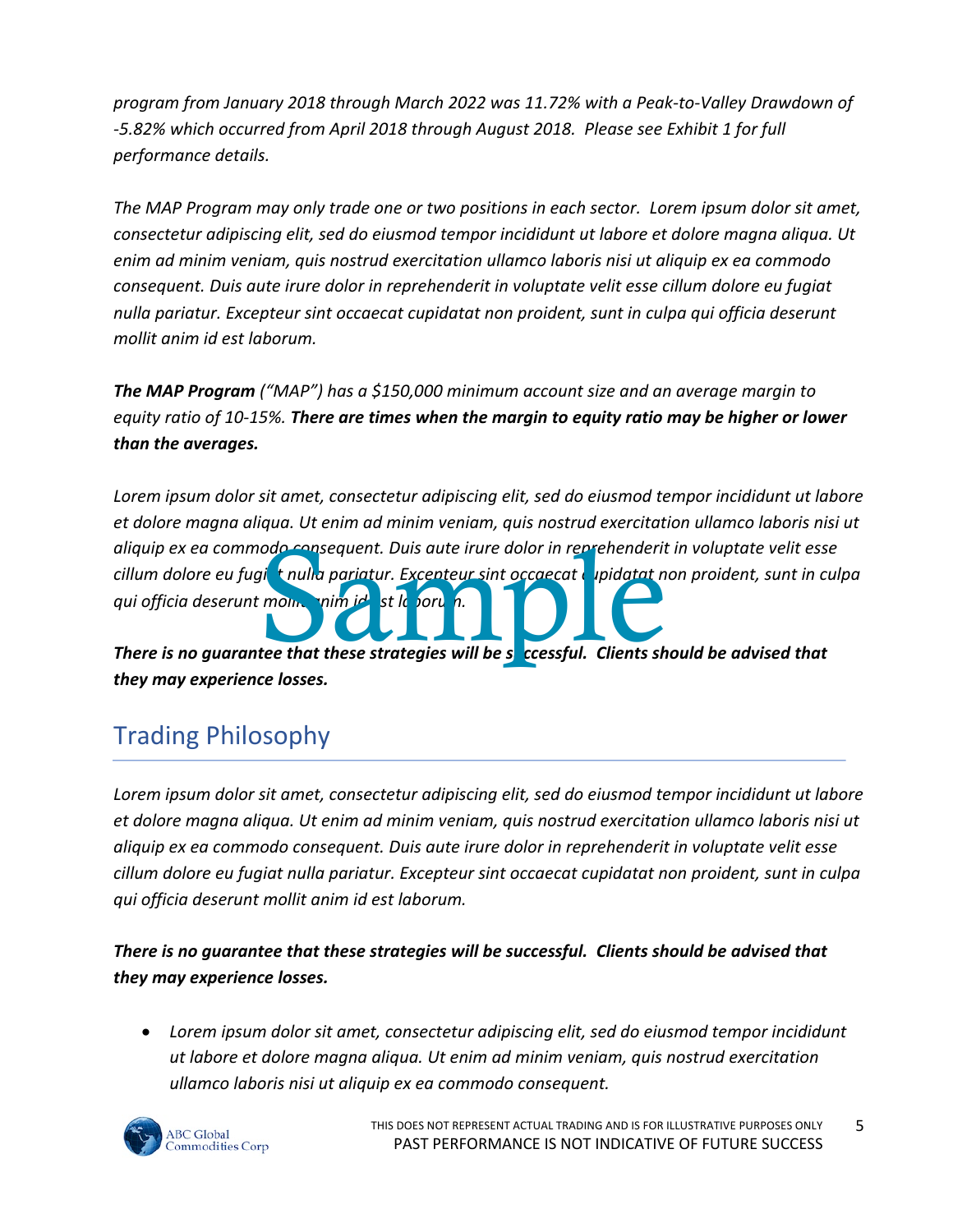*program from January 2018 through March 2022 was 11.72% with a Peak-to-Valley Drawdown of -5.82% which occurred from April 2018 through August 2018. Please see Exhibit 1 for full performance details.*

*The MAP Program may only trade one or two positions in each sector. Lorem ipsum dolor sit amet, consectetur adipiscing elit, sed do eiusmod tempor incididunt ut labore et dolore magna aliqua. Ut enim ad minim veniam, quis nostrud exercitation ullamco laboris nisi ut aliquip ex ea commodo consequent. Duis aute irure dolor in reprehenderit in voluptate velit esse cillum dolore eu fugiat nulla pariatur. Excepteur sint occaecat cupidatat non proident, sunt in culpa qui officia deserunt mollit anim id est laborum.*

***The MAP Program** ("MAP") has a $150,000 minimum account size and an average margin to equity ratio of 10-15%. **There are times when the margin to equity ratio may be higher or lower than the averages.***

*Lorem ipsum dolor sit amet, consectetur adipiscing elit, sed do eiusmod tempor incididunt ut labore et dolore magna aliqua. Ut enim ad minim veniam, quis nostrud exercitation ullamco laboris nisi ut aliquip ex ea commodo consequent. Duis aute irure dolor in reprehenderit in voluptate velit esse cillum dolore eu fugiat nulla pariatur. Excepteur sint occaecat cupidatat non proident, sunt in culpa qui officia deserunt mollit anim id est laborum.*

***There is no guarantee that these strategies will be successful. Clients should be advised that they may experience losses.***

## Trading Philosophy

*Lorem ipsum dolor sit amet, consectetur adipiscing elit, sed do eiusmod tempor incididunt ut labore et dolore magna aliqua. Ut enim ad minim veniam, quis nostrud exercitation ullamco laboris nisi ut aliquip ex ea commodo consequent. Duis aute irure dolor in reprehenderit in voluptate velit esse cillum dolore eu fugiat nulla pariatur. Excepteur sint occaecat cupidatat non proident, sunt in culpa qui officia deserunt mollit anim id est laborum.*

***There is no guarantee that these strategies will be successful. Clients should be advised that they may experience losses.***

- *Lorem ipsum dolor sit amet, consectetur adipiscing elit, sed do eiusmod tempor incididunt ut labore et dolore magna aliqua. Ut enim ad minim veniam, quis nostrud exercitation ullamco laboris nisi ut aliquip ex ea commodo consequent.*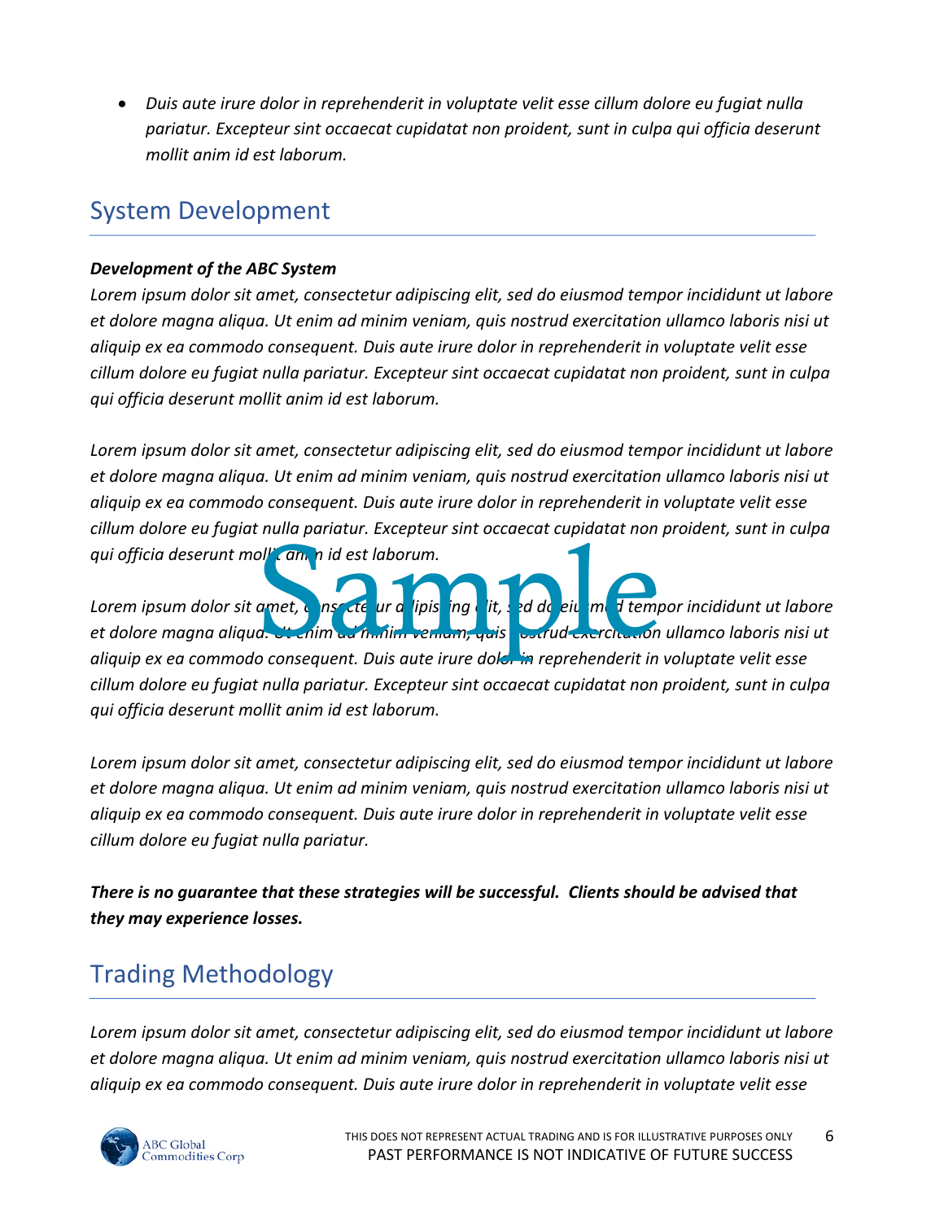- *Duis aute irure dolor in reprehenderit in voluptate velit esse cillum dolore eu fugiat nulla pariatur. Excepteur sint occaecat cupidatat non proident, sunt in culpa qui officia deserunt mollit anim id est laborum.*

## System Development

***Development of the ABC System***

*Lorem ipsum dolor sit amet, consectetur adipiscing elit, sed do eiusmod tempor incididunt ut labore et dolore magna aliqua. Ut enim ad minim veniam, quis nostrud exercitation ullamco laboris nisi ut aliquip ex ea commodo consequent. Duis aute irure dolor in reprehenderit in voluptate velit esse cillum dolore eu fugiat nulla pariatur. Excepteur sint occaecat cupidatat non proident, sunt in culpa qui officia deserunt mollit anim id est laborum.*

*Lorem ipsum dolor sit amet, consectetur adipiscing elit, sed do eiusmod tempor incididunt ut labore et dolore magna aliqua. Ut enim ad minim veniam, quis nostrud exercitation ullamco laboris nisi ut aliquip ex ea commodo consequent. Duis aute irure dolor in reprehenderit in voluptate velit esse cillum dolore eu fugiat nulla pariatur. Excepteur sint occaecat cupidatat non proident, sunt in culpa qui officia deserunt mollit anim id est laborum.*

Sample

*Lorem ipsum dolor sit amet, consectetur adipiscing elit, sed do eiusmod tempor incididunt ut labore et dolore magna aliqua. Ut enim ad minim veniam, quis nostrud exercitation ullamco laboris nisi ut aliquip ex ea commodo consequent. Duis aute irure dolor in reprehenderit in voluptate velit esse cillum dolore eu fugiat nulla pariatur. Excepteur sint occaecat cupidatat non proident, sunt in culpa qui officia deserunt mollit anim id est laborum.*

*Lorem ipsum dolor sit amet, consectetur adipiscing elit, sed do eiusmod tempor incididunt ut labore et dolore magna aliqua. Ut enim ad minim veniam, quis nostrud exercitation ullamco laboris nisi ut aliquip ex ea commodo consequent. Duis aute irure dolor in reprehenderit in voluptate velit esse cillum dolore eu fugiat nulla pariatur.*

***There is no guarantee that these strategies will be successful. Clients should be advised that they may experience losses.***

## Trading Methodology

*Lorem ipsum dolor sit amet, consectetur adipiscing elit, sed do eiusmod tempor incididunt ut labore et dolore magna aliqua. Ut enim ad minim veniam, quis nostrud exercitation ullamco laboris nisi ut aliquip ex ea commodo consequent. Duis aute irure dolor in reprehenderit in voluptate velit esse*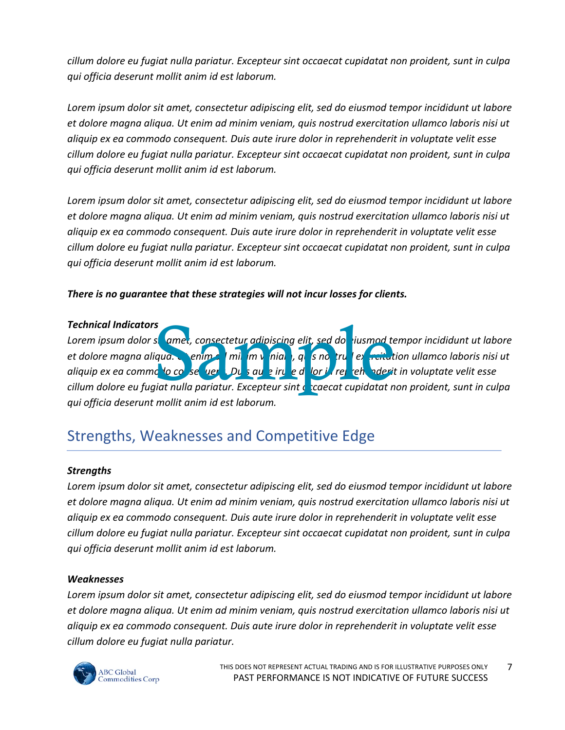*cillum dolore eu fugiat nulla pariatur. Excepteur sint occaecat cupidatat non proident, sunt in culpa qui officia deserunt mollit anim id est laborum.*

*Lorem ipsum dolor sit amet, consectetur adipiscing elit, sed do eiusmod tempor incididunt ut labore et dolore magna aliqua. Ut enim ad minim veniam, quis nostrud exercitation ullamco laboris nisi ut aliquip ex ea commodo consequent. Duis aute irure dolor in reprehenderit in voluptate velit esse cillum dolore eu fugiat nulla pariatur. Excepteur sint occaecat cupidatat non proident, sunt in culpa qui officia deserunt mollit anim id est laborum.*

*Lorem ipsum dolor sit amet, consectetur adipiscing elit, sed do eiusmod tempor incididunt ut labore et dolore magna aliqua. Ut enim ad minim veniam, quis nostrud exercitation ullamco laboris nisi ut aliquip ex ea commodo consequent. Duis aute irure dolor in reprehenderit in voluptate velit esse cillum dolore eu fugiat nulla pariatur. Excepteur sint occaecat cupidatat non proident, sunt in culpa qui officia deserunt mollit anim id est laborum.*

***There is no guarantee that these strategies will not incur losses for clients.***

***Technical Indicators***

*Lorem ipsum dolor sit amet, consectetur adipiscing elit, sed do eiusmod tempor incididunt ut labore et dolore magna aliqua. Ut enim ad minim veniam, quis nostrud exercitation ullamco laboris nisi ut aliquip ex ea commodo consequent. Duis aute irure dolor in reprehenderit in voluptate velit esse cillum dolore eu fugiat nulla pariatur. Excepteur sint occaecat cupidatat non proident, sunt in culpa qui officia deserunt mollit anim id est laborum.*

## Strengths, Weaknesses and Competitive Edge

***Strengths***

*Lorem ipsum dolor sit amet, consectetur adipiscing elit, sed do eiusmod tempor incididunt ut labore et dolore magna aliqua. Ut enim ad minim veniam, quis nostrud exercitation ullamco laboris nisi ut aliquip ex ea commodo consequent. Duis aute irure dolor in reprehenderit in voluptate velit esse cillum dolore eu fugiat nulla pariatur. Excepteur sint occaecat cupidatat non proident, sunt in culpa qui officia deserunt mollit anim id est laborum.*

***Weaknesses***

*Lorem ipsum dolor sit amet, consectetur adipiscing elit, sed do eiusmod tempor incididunt ut labore et dolore magna aliqua. Ut enim ad minim veniam, quis nostrud exercitation ullamco laboris nisi ut aliquip ex ea commodo consequent. Duis aute irure dolor in reprehenderit in voluptate velit esse cillum dolore eu fugiat nulla pariatur.*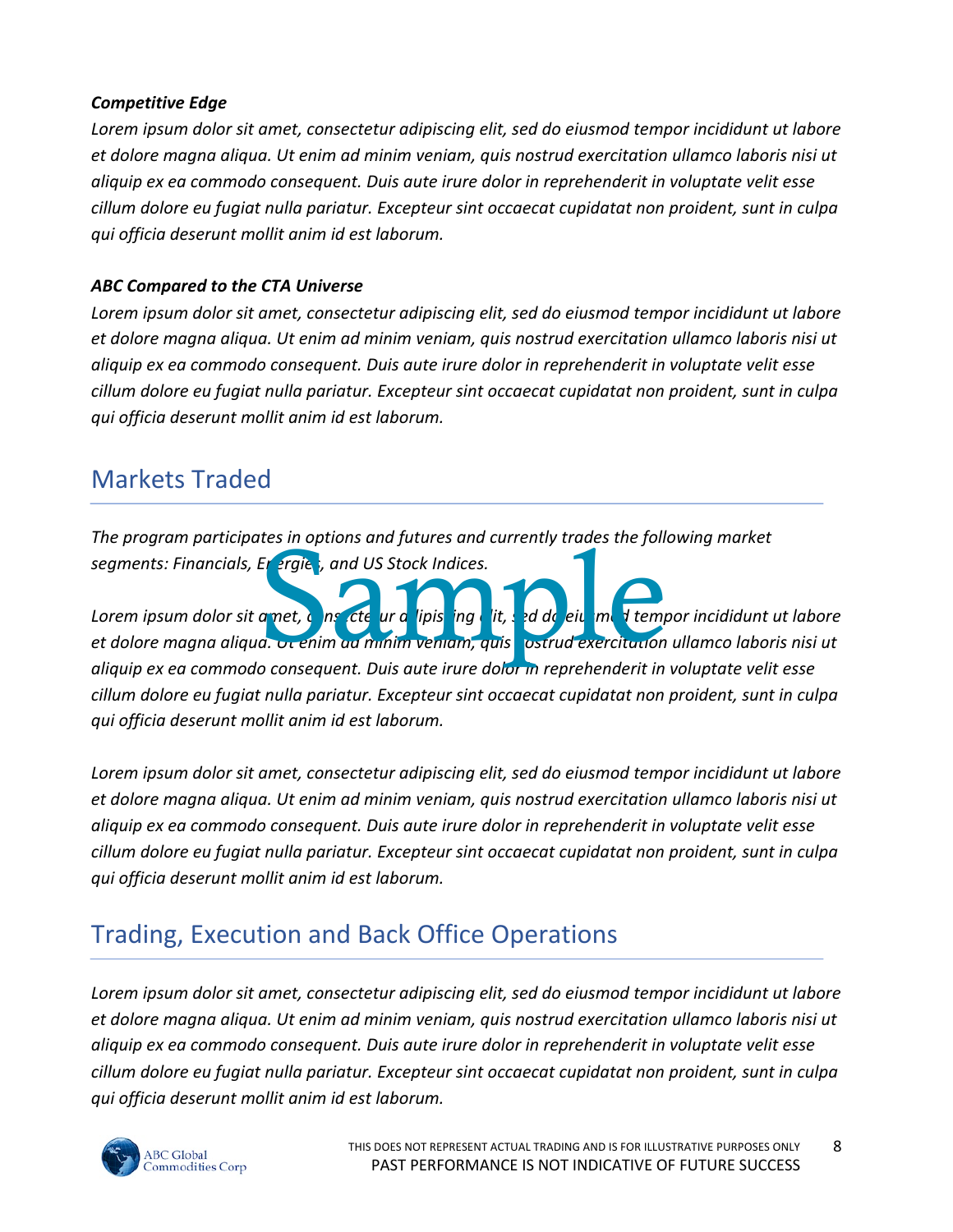***Competitive Edge***

*Lorem ipsum dolor sit amet, consectetur adipiscing elit, sed do eiusmod tempor incididunt ut labore et dolore magna aliqua. Ut enim ad minim veniam, quis nostrud exercitation ullamco laboris nisi ut aliquip ex ea commodo consequent. Duis aute irure dolor in reprehenderit in voluptate velit esse cillum dolore eu fugiat nulla pariatur. Excepteur sint occaecat cupidatat non proident, sunt in culpa qui officia deserunt mollit anim id est laborum.*

***ABC Compared to the CTA Universe***

*Lorem ipsum dolor sit amet, consectetur adipiscing elit, sed do eiusmod tempor incididunt ut labore et dolore magna aliqua. Ut enim ad minim veniam, quis nostrud exercitation ullamco laboris nisi ut aliquip ex ea commodo consequent. Duis aute irure dolor in reprehenderit in voluptate velit esse cillum dolore eu fugiat nulla pariatur. Excepteur sint occaecat cupidatat non proident, sunt in culpa qui officia deserunt mollit anim id est laborum.*

## Markets Traded

*The program participates in options and futures and currently trades the following market segments: Financials, Energies, and US Stock Indices.*

Sample

*Lorem ipsum dolor sit amet, consectetur adipiscing elit, sed do eiusmod tempor incididunt ut labore et dolore magna aliqua. Ut enim ad minim veniam, quis nostrud exercitation ullamco laboris nisi ut aliquip ex ea commodo consequent. Duis aute irure dolor in reprehenderit in voluptate velit esse cillum dolore eu fugiat nulla pariatur. Excepteur sint occaecat cupidatat non proident, sunt in culpa qui officia deserunt mollit anim id est laborum.*

*Lorem ipsum dolor sit amet, consectetur adipiscing elit, sed do eiusmod tempor incididunt ut labore et dolore magna aliqua. Ut enim ad minim veniam, quis nostrud exercitation ullamco laboris nisi ut aliquip ex ea commodo consequent. Duis aute irure dolor in reprehenderit in voluptate velit esse cillum dolore eu fugiat nulla pariatur. Excepteur sint occaecat cupidatat non proident, sunt in culpa qui officia deserunt mollit anim id est laborum.*

## Trading, Execution and Back Office Operations

*Lorem ipsum dolor sit amet, consectetur adipiscing elit, sed do eiusmod tempor incididunt ut labore et dolore magna aliqua. Ut enim ad minim veniam, quis nostrud exercitation ullamco laboris nisi ut aliquip ex ea commodo consequent. Duis aute irure dolor in reprehenderit in voluptate velit esse cillum dolore eu fugiat nulla pariatur. Excepteur sint occaecat cupidatat non proident, sunt in culpa qui officia deserunt mollit anim id est laborum.*

THIS DOES NOT REPRESENT ACTUAL TRADING AND IS FOR ILLUSTRATIVE PURPOSES ONLY
PAST PERFORMANCE IS NOT INDICATIVE OF FUTURE SUCCESS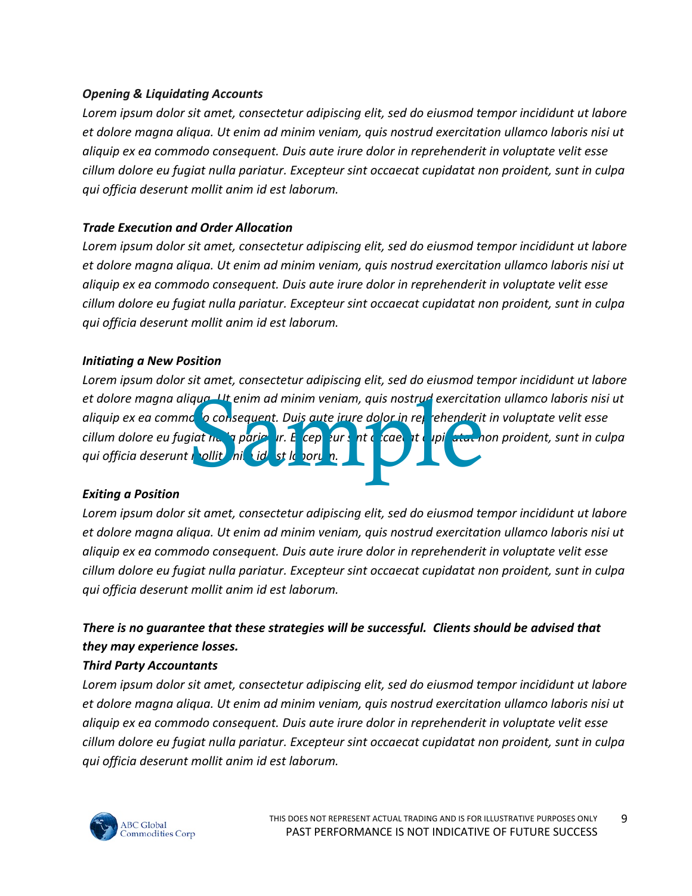***Opening & Liquidating Accounts***

*Lorem ipsum dolor sit amet, consectetur adipiscing elit, sed do eiusmod tempor incididunt ut labore et dolore magna aliqua. Ut enim ad minim veniam, quis nostrud exercitation ullamco laboris nisi ut aliquip ex ea commodo consequent. Duis aute irure dolor in reprehenderit in voluptate velit esse cillum dolore eu fugiat nulla pariatur. Excepteur sint occaecat cupidatat non proident, sunt in culpa qui officia deserunt mollit anim id est laborum.*

***Trade Execution and Order Allocation***

*Lorem ipsum dolor sit amet, consectetur adipiscing elit, sed do eiusmod tempor incididunt ut labore et dolore magna aliqua. Ut enim ad minim veniam, quis nostrud exercitation ullamco laboris nisi ut aliquip ex ea commodo consequent. Duis aute irure dolor in reprehenderit in voluptate velit esse cillum dolore eu fugiat nulla pariatur. Excepteur sint occaecat cupidatat non proident, sunt in culpa qui officia deserunt mollit anim id est laborum.*

***Initiating a New Position***

*Lorem ipsum dolor sit amet, consectetur adipiscing elit, sed do eiusmod tempor incididunt ut labore et dolore magna aliqua. Ut enim ad minim veniam, quis nostrud exercitation ullamco laboris nisi ut aliquip ex ea commodo consequent. Duis aute irure dolor in reprehenderit in voluptate velit esse cillum dolore eu fugiat nulla pariatur. Excepteur sint occaecat cupidatat non proident, sunt in culpa qui officia deserunt mollit anim id est laborum.*

Sample

***Exiting a Position***

*Lorem ipsum dolor sit amet, consectetur adipiscing elit, sed do eiusmod tempor incididunt ut labore et dolore magna aliqua. Ut enim ad minim veniam, quis nostrud exercitation ullamco laboris nisi ut aliquip ex ea commodo consequent. Duis aute irure dolor in reprehenderit in voluptate velit esse cillum dolore eu fugiat nulla pariatur. Excepteur sint occaecat cupidatat non proident, sunt in culpa qui officia deserunt mollit anim id est laborum.*

***There is no guarantee that these strategies will be successful. Clients should be advised that they may experience losses.***

***Third Party Accountants***

*Lorem ipsum dolor sit amet, consectetur adipiscing elit, sed do eiusmod tempor incididunt ut labore et dolore magna aliqua. Ut enim ad minim veniam, quis nostrud exercitation ullamco laboris nisi ut aliquip ex ea commodo consequent. Duis aute irure dolor in reprehenderit in voluptate velit esse cillum dolore eu fugiat nulla pariatur. Excepteur sint occaecat cupidatat non proident, sunt in culpa qui officia deserunt mollit anim id est laborum.*

ABC Global Commodities Corp

THIS DOES NOT REPRESENT ACTUAL TRADING AND IS FOR ILLUSTRATIVE PURPOSES ONLY
PAST PERFORMANCE IS NOT INDICATIVE OF FUTURE SUCCESS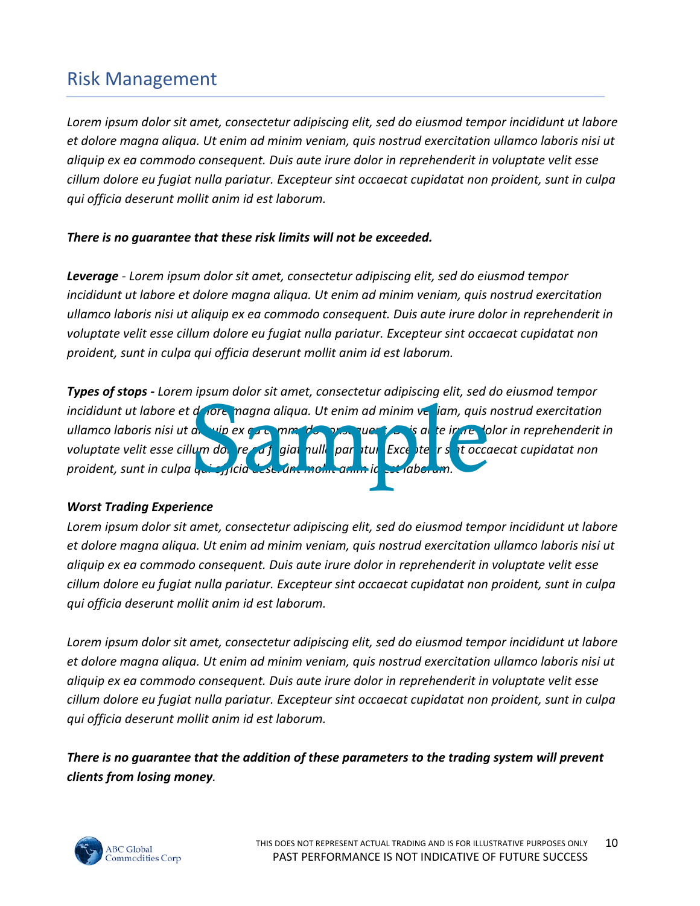## Risk Management

*Lorem ipsum dolor sit amet, consectetur adipiscing elit, sed do eiusmod tempor incididunt ut labore et dolore magna aliqua. Ut enim ad minim veniam, quis nostrud exercitation ullamco laboris nisi ut aliquip ex ea commodo consequent. Duis aute irure dolor in reprehenderit in voluptate velit esse cillum dolore eu fugiat nulla pariatur. Excepteur sint occaecat cupidatat non proident, sunt in culpa qui officia deserunt mollit anim id est laborum.*

***There is no guarantee that these risk limits will not be exceeded.***

***Leverage*** *- Lorem ipsum dolor sit amet, consectetur adipiscing elit, sed do eiusmod tempor incididunt ut labore et dolore magna aliqua. Ut enim ad minim veniam, quis nostrud exercitation ullamco laboris nisi ut aliquip ex ea commodo consequent. Duis aute irure dolor in reprehenderit in voluptate velit esse cillum dolore eu fugiat nulla pariatur. Excepteur sint occaecat cupidatat non proident, sunt in culpa qui officia deserunt mollit anim id est laborum.*

***Types of stops -*** *Lorem ipsum dolor sit amet, consectetur adipiscing elit, sed do eiusmod tempor incididunt ut labore et dolore magna aliqua. Ut enim ad minim veniam, quis nostrud exercitation ullamco laboris nisi ut aliquip ex ea commodo consequent. Duis aute irure dolor in reprehenderit in voluptate velit esse cillum dolore eu fugiat nulla pariatur. Excepteur sint occaecat cupidatat non proident, sunt in culpa qui officia deserunt mollit anim id est laborum.*

***Worst Trading Experience***

*Lorem ipsum dolor sit amet, consectetur adipiscing elit, sed do eiusmod tempor incididunt ut labore et dolore magna aliqua. Ut enim ad minim veniam, quis nostrud exercitation ullamco laboris nisi ut aliquip ex ea commodo consequent. Duis aute irure dolor in reprehenderit in voluptate velit esse cillum dolore eu fugiat nulla pariatur. Excepteur sint occaecat cupidatat non proident, sunt in culpa qui officia deserunt mollit anim id est laborum.*

*Lorem ipsum dolor sit amet, consectetur adipiscing elit, sed do eiusmod tempor incididunt ut labore et dolore magna aliqua. Ut enim ad minim veniam, quis nostrud exercitation ullamco laboris nisi ut aliquip ex ea commodo consequent. Duis aute irure dolor in reprehenderit in voluptate velit esse cillum dolore eu fugiat nulla pariatur. Excepteur sint occaecat cupidatat non proident, sunt in culpa qui officia deserunt mollit anim id est laborum.*

***There is no guarantee that the addition of these parameters to the trading system will prevent clients from losing money****.*

THIS DOES NOT REPRESENT ACTUAL TRADING AND IS FOR ILLUSTRATIVE PURPOSES ONLY
PAST PERFORMANCE IS NOT INDICATIVE OF FUTURE SUCCESS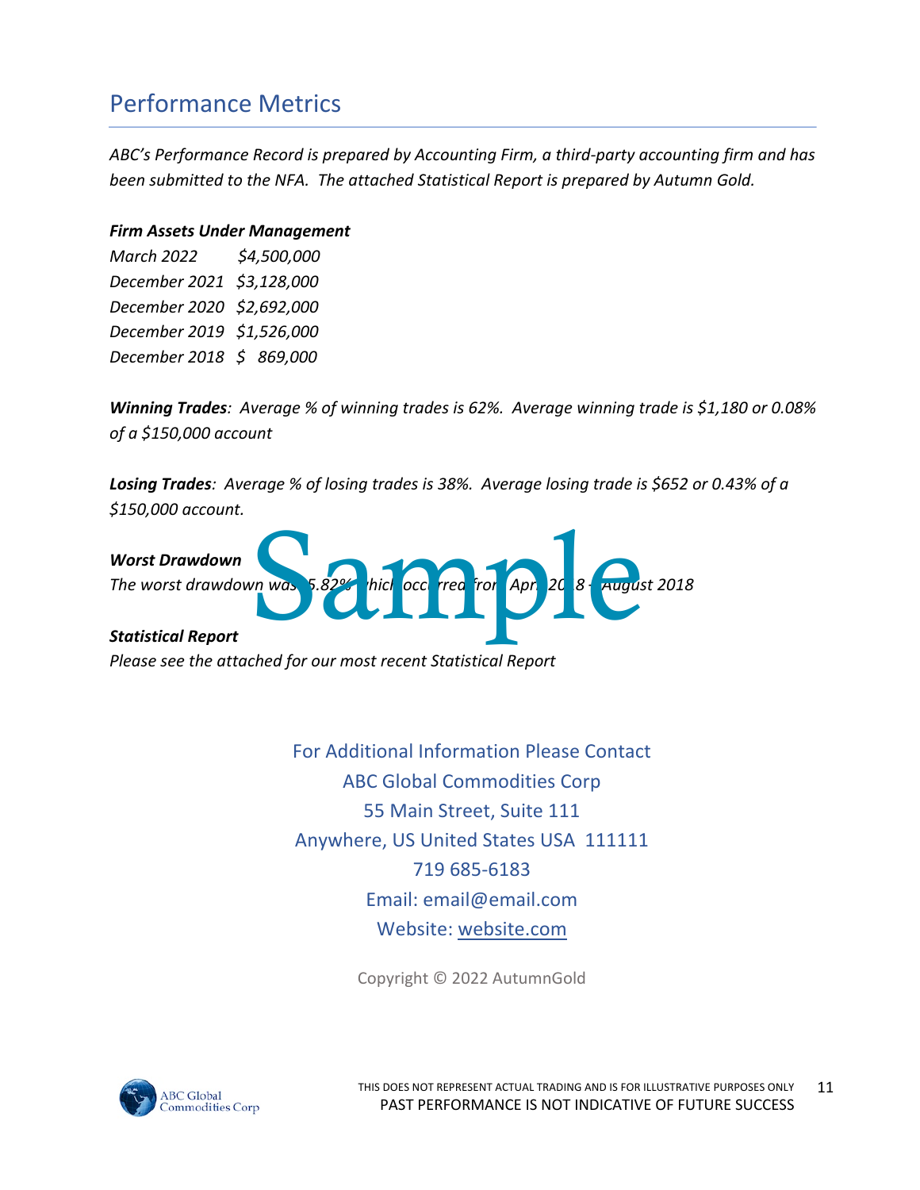## Performance Metrics

*ABC's Performance Record is prepared by Accounting Firm, a third-party accounting firm and has been submitted to the NFA. The attached Statistical Report is prepared by Autumn Gold.*

***Firm Assets Under Management***

| | |
|---|---|
| *March 2022* | *$4,500,000* |
| *December 2021* | *$3,128,000* |
| *December 2020* | *$2,692,000* |
| *December 2019* | *$1,526,000* |
| *December 2018* | *$ 869,000* |

***Winning Trades****: Average % of winning trades is 62%. Average winning trade is $1,180 or 0.08% of a $150,000 account*

***Losing Trades****: Average % of losing trades is 38%. Average losing trade is $652 or 0.43% of a $150,000 account.*

***Worst Drawdown***

*The worst drawdown was 5.82% which occurred from April 2018 – August 2018*

Sample

***Statistical Report***

*Please see the attached for our most recent Statistical Report*

For Additional Information Please Contact

ABC Global Commodities Corp

55 Main Street, Suite 111

Anywhere, US United States USA 111111

719 685-6183

Email: email@email.com

Website: website.com

Copyright © 2022 AutumnGold

THIS DOES NOT REPRESENT ACTUAL TRADING AND IS FOR ILLUSTRATIVE PURPOSES ONLY

PAST PERFORMANCE IS NOT INDICATIVE OF FUTURE SUCCESS